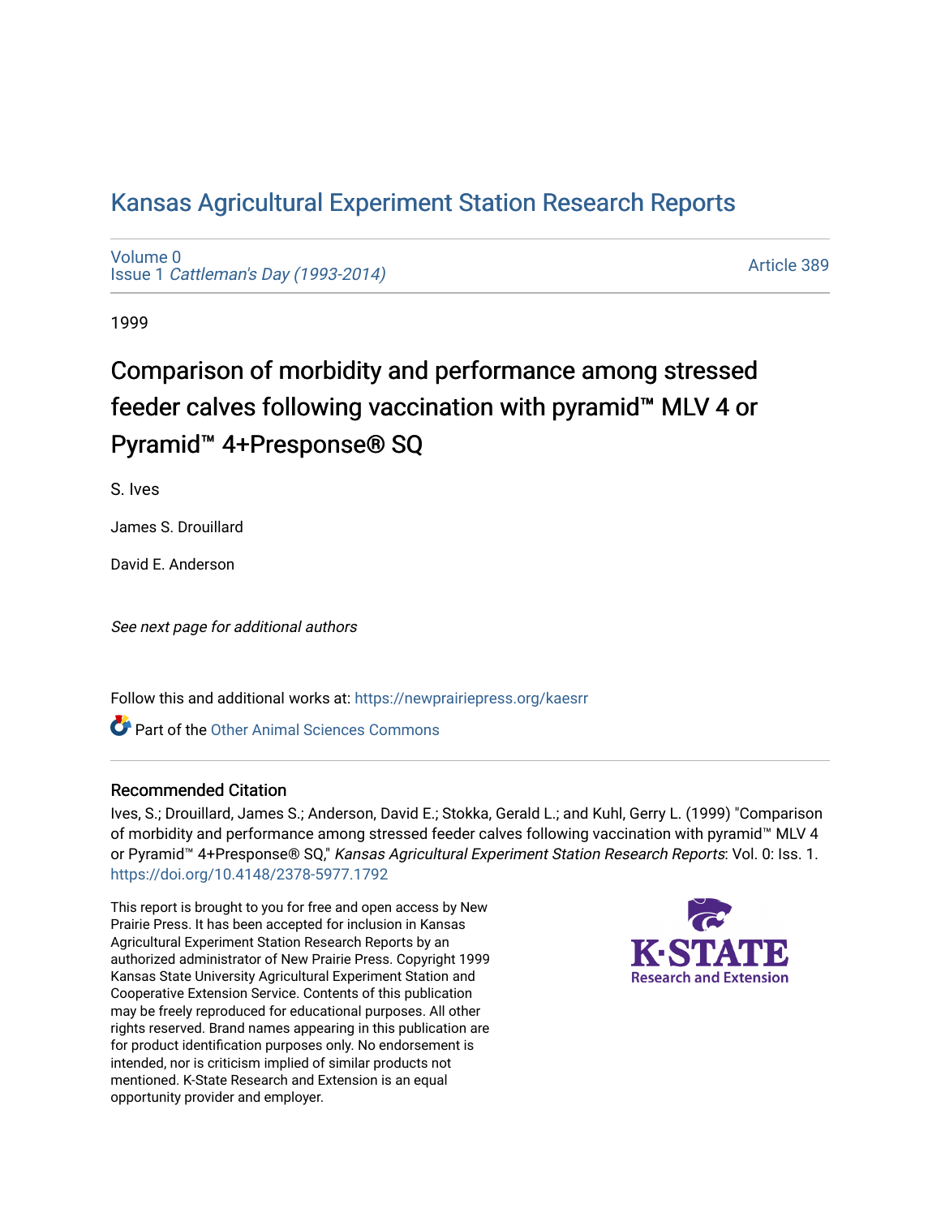# Kansas Agricultural Experiment Station Research Reports

Volume 0
Issue 1 *Cattleman's Day (1993-2014)*

Article 389

1999

## Comparison of morbidity and performance among stressed feeder calves following vaccination with pyramid™ MLV 4 or Pyramid™ 4+Presponse® SQ

S. Ives

James S. Drouillard

David E. Anderson

*See next page for additional authors*

Follow this and additional works at: https://newprairiepress.org/kaesrr

Part of the Other Animal Sciences Commons

### Recommended Citation

Ives, S.; Drouillard, James S.; Anderson, David E.; Stokka, Gerald L.; and Kuhl, Gerry L. (1999) "Comparison of morbidity and performance among stressed feeder calves following vaccination with pyramid™ MLV 4 or Pyramid™ 4+Presponse® SQ," *Kansas Agricultural Experiment Station Research Reports*: Vol. 0: Iss. 1. https://doi.org/10.4148/2378-5977.1792

This report is brought to you for free and open access by New Prairie Press. It has been accepted for inclusion in Kansas Agricultural Experiment Station Research Reports by an authorized administrator of New Prairie Press. Copyright 1999 Kansas State University Agricultural Experiment Station and Cooperative Extension Service. Contents of this publication may be freely reproduced for educational purposes. All other rights reserved. Brand names appearing in this publication are for product identification purposes only. No endorsement is intended, nor is criticism implied of similar products not mentioned. K-State Research and Extension is an equal opportunity provider and employer.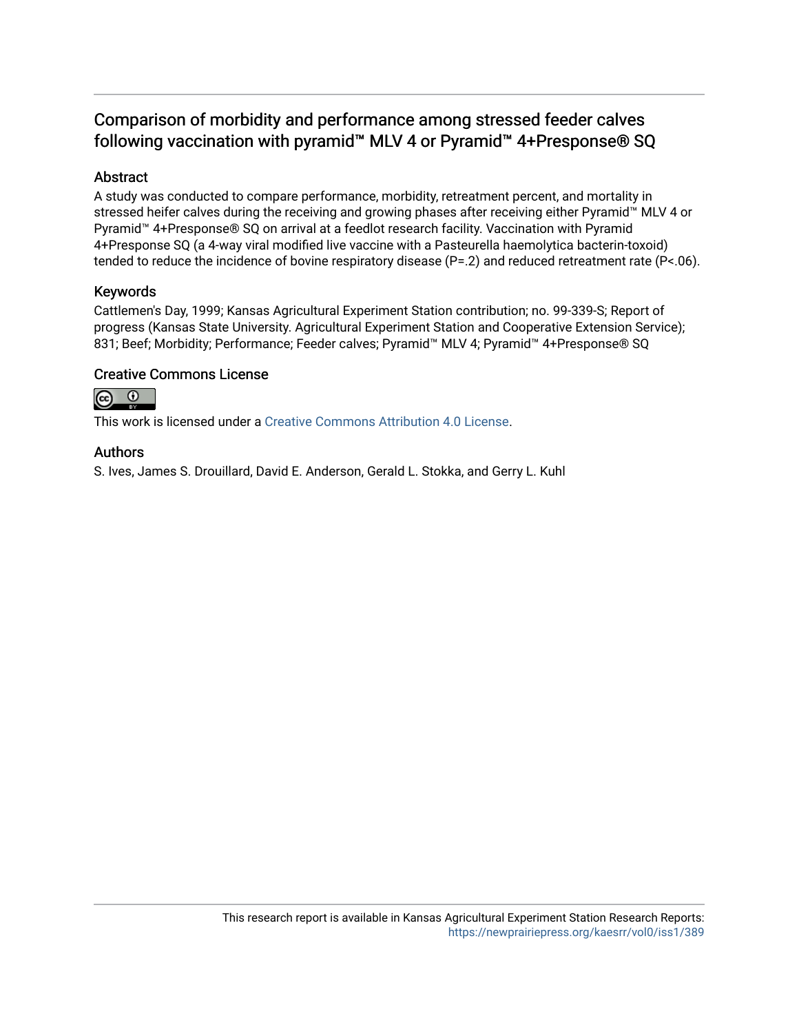# Comparison of morbidity and performance among stressed feeder calves following vaccination with pyramid™ MLV 4 or Pyramid™ 4+Presponse® SQ

## Abstract

A study was conducted to compare performance, morbidity, retreatment percent, and mortality in stressed heifer calves during the receiving and growing phases after receiving either Pyramid™ MLV 4 or Pyramid™ 4+Presponse® SQ on arrival at a feedlot research facility. Vaccination with Pyramid 4+Presponse SQ (a 4-way viral modified live vaccine with a Pasteurella haemolytica bacterin-toxoid) tended to reduce the incidence of bovine respiratory disease (P=.2) and reduced retreatment rate (P<.06).

## Keywords

Cattlemen's Day, 1999; Kansas Agricultural Experiment Station contribution; no. 99-339-S; Report of progress (Kansas State University. Agricultural Experiment Station and Cooperative Extension Service); 831; Beef; Morbidity; Performance; Feeder calves; Pyramid™ MLV 4; Pyramid™ 4+Presponse® SQ

## Creative Commons License

This work is licensed under a Creative Commons Attribution 4.0 License.

## Authors

S. Ives, James S. Drouillard, David E. Anderson, Gerald L. Stokka, and Gerry L. Kuhl

This research report is available in Kansas Agricultural Experiment Station Research Reports: https://newprairiepress.org/kaesrr/vol0/iss1/389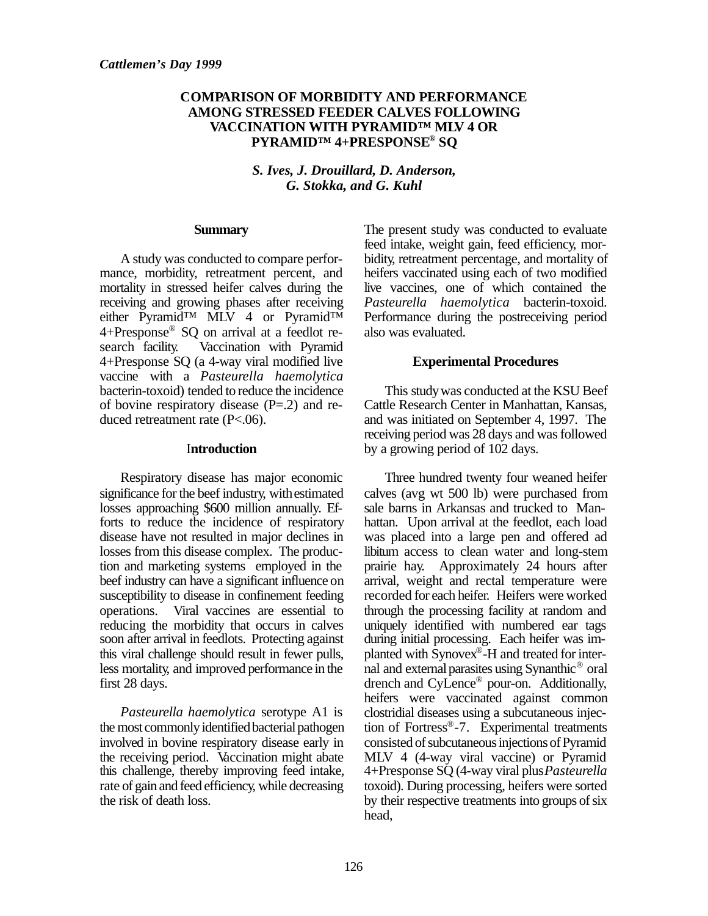*Cattlemen's Day 1999*

# COMPARISON OF MORBIDITY AND PERFORMANCE AMONG STRESSED FEEDER CALVES FOLLOWING VACCINATION WITH PYRAMID™ MLV 4 OR PYRAMID™ 4+PRESPONSE® SQ

***S. Ives, J. Drouillard, D. Anderson, G. Stokka, and G. Kuhl***

## Summary

A study was conducted to compare performance, morbidity, retreatment percent, and mortality in stressed heifer calves during the receiving and growing phases after receiving either Pyramid™ MLV 4 or Pyramid™ 4+Presponse® SQ on arrival at a feedlot research facility. Vaccination with Pyramid 4+Presponse SQ (a 4-way viral modified live vaccine with a *Pasteurella haemolytica* bacterin-toxoid) tended to reduce the incidence of bovine respiratory disease (P=.2) and reduced retreatment rate (P<.06).

## Introduction

Respiratory disease has major economic significance for the beef industry, with estimated losses approaching $600 million annually. Efforts to reduce the incidence of respiratory disease have not resulted in major declines in losses from this disease complex. The production and marketing systems employed in the beef industry can have a significant influence on susceptibility to disease in confinement feeding operations. Viral vaccines are essential to reducing the morbidity that occurs in calves soon after arrival in feedlots. Protecting against this viral challenge should result in fewer pulls, less mortality, and improved performance in the first 28 days.

*Pasteurella haemolytica* serotype A1 is the most commonly identified bacterial pathogen involved in bovine respiratory disease early in the receiving period. Vaccination might abate this challenge, thereby improving feed intake, rate of gain and feed efficiency, while decreasing the risk of death loss.

The present study was conducted to evaluate feed intake, weight gain, feed efficiency, morbidity, retreatment percentage, and mortality of heifers vaccinated using each of two modified live vaccines, one of which contained the *Pasteurella haemolytica* bacterin-toxoid. Performance during the postreceiving period also was evaluated.

## Experimental Procedures

This study was conducted at the KSU Beef Cattle Research Center in Manhattan, Kansas, and was initiated on September 4, 1997. The receiving period was 28 days and was followed by a growing period of 102 days.

Three hundred twenty four weaned heifer calves (avg wt 500 lb) were purchased from sale barns in Arkansas and trucked to Manhattan. Upon arrival at the feedlot, each load was placed into a large pen and offered ad libitum access to clean water and long-stem prairie hay. Approximately 24 hours after arrival, weight and rectal temperature were recorded for each heifer. Heifers were worked through the processing facility at random and uniquely identified with numbered ear tags during initial processing. Each heifer was implanted with Synovex®-H and treated for internal and external parasites using Synanthic® oral drench and CyLence® pour-on. Additionally, heifers were vaccinated against common clostridial diseases using a subcutaneous injection of Fortress®-7. Experimental treatments consisted of subcutaneous injections of Pyramid MLV 4 (4-way viral vaccine) or Pyramid 4+Presponse SQ (4-way viral plus *Pasteurella* toxoid). During processing, heifers were sorted by their respective treatments into groups of six head,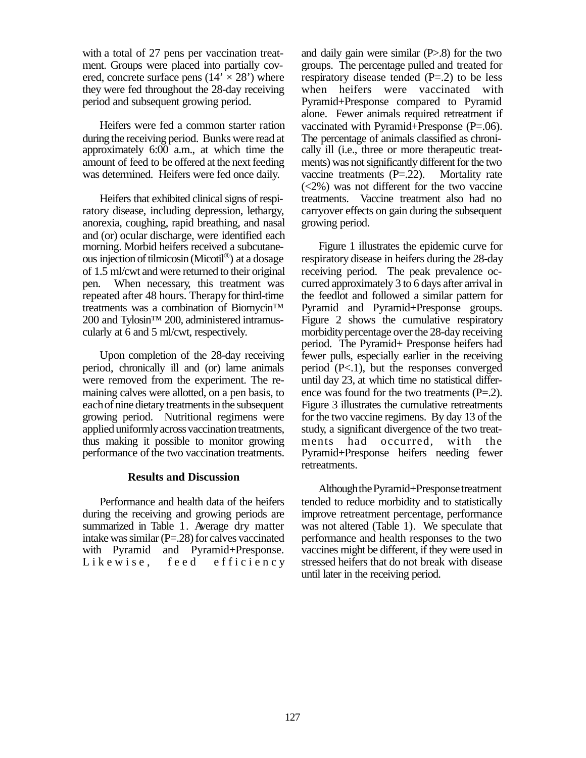with a total of 27 pens per vaccination treatment. Groups were placed into partially covered, concrete surface pens (14' × 28') where they were fed throughout the 28-day receiving period and subsequent growing period.

Heifers were fed a common starter ration during the receiving period. Bunks were read at approximately 6:00 a.m., at which time the amount of feed to be offered at the next feeding was determined. Heifers were fed once daily.

Heifers that exhibited clinical signs of respiratory disease, including depression, lethargy, anorexia, coughing, rapid breathing, and nasal and (or) ocular discharge, were identified each morning. Morbid heifers received a subcutaneous injection of tilmicosin (Micotil®) at a dosage of 1.5 ml/cwt and were returned to their original pen. When necessary, this treatment was repeated after 48 hours. Therapy for third-time treatments was a combination of Biomycin™ 200 and Tylosin™ 200, administered intramuscularly at 6 and 5 ml/cwt, respectively.

Upon completion of the 28-day receiving period, chronically ill and (or) lame animals were removed from the experiment. The remaining calves were allotted, on a pen basis, to each of nine dietary treatments in the subsequent growing period. Nutritional regimens were applied uniformly across vaccination treatments, thus making it possible to monitor growing performance of the two vaccination treatments.

## Results and Discussion

Performance and health data of the heifers during the receiving and growing periods are summarized in Table 1. Average dry matter intake was similar (P=.28) for calves vaccinated with Pyramid and Pyramid+Presponse. Likewise, feed efficiency and daily gain were similar (P>.8) for the two groups. The percentage pulled and treated for respiratory disease tended (P=.2) to be less when heifers were vaccinated with Pyramid+Presponse compared to Pyramid alone. Fewer animals required retreatment if vaccinated with Pyramid+Presponse (P=.06). The percentage of animals classified as chronically ill (i.e., three or more therapeutic treatments) was not significantly different for the two vaccine treatments (P=.22). Mortality rate (<2%) was not different for the two vaccine treatments. Vaccine treatment also had no carryover effects on gain during the subsequent growing period.

Figure 1 illustrates the epidemic curve for respiratory disease in heifers during the 28-day receiving period. The peak prevalence occurred approximately 3 to 6 days after arrival in the feedlot and followed a similar pattern for Pyramid and Pyramid+Presponse groups. Figure 2 shows the cumulative respiratory morbidity percentage over the 28-day receiving period. The Pyramid+ Presponse heifers had fewer pulls, especially earlier in the receiving period (P<.1), but the responses converged until day 23, at which time no statistical difference was found for the two treatments (P=.2). Figure 3 illustrates the cumulative retreatments for the two vaccine regimens. By day 13 of the study, a significant divergence of the two treatments had occurred, with the Pyramid+Presponse heifers needing fewer retreatments.

Although the Pyramid+Presponse treatment tended to reduce morbidity and to statistically improve retreatment percentage, performance was not altered (Table 1). We speculate that performance and health responses to the two vaccines might be different, if they were used in stressed heifers that do not break with disease until later in the receiving period.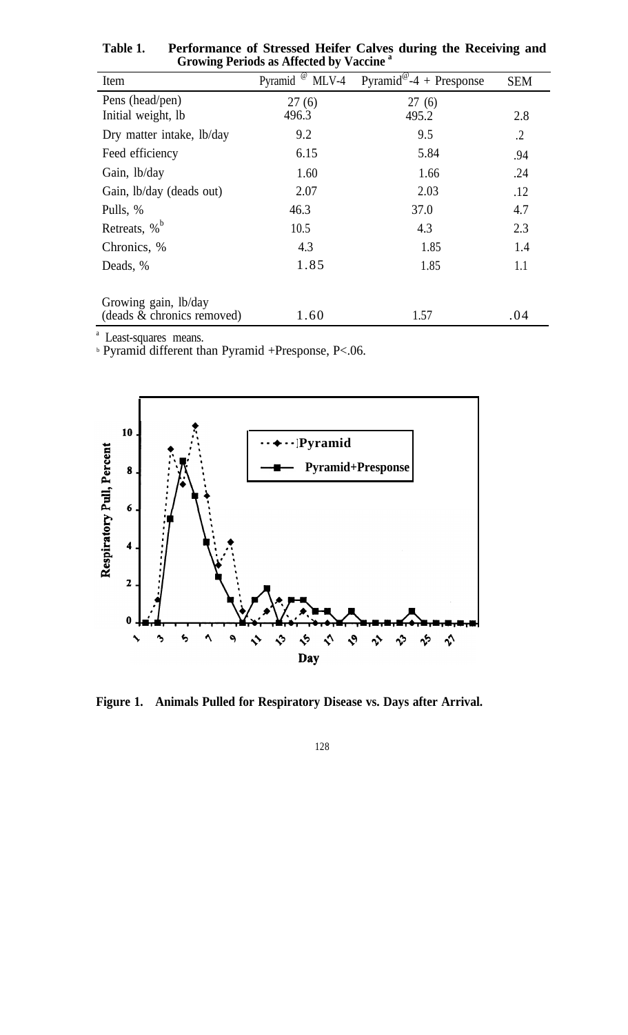**Table 1. Performance of Stressed Heifer Calves during the Receiving and Growing Periods as Affected by Vaccine [a]**

| Item | Pyramid® MLV-4 | Pyramid®-4 + Presponse | SEM |
|---|---|---|---|
| Pens (head/pen) | 27 (6) | 27 (6) | |
| Initial weight, lb | 496.3 | 495.2 | 2.8 |
| Dry matter intake, lb/day | 9.2 | 9.5 | .2 |
| Feed efficiency | 6.15 | 5.84 | .94 |
| Gain, lb/day | 1.60 | 1.66 | .24 |
| Gain, lb/day (deads out) | 2.07 | 2.03 | .12 |
| Pulls, % | 46.3 | 37.0 | 4.7 |
| Retreats, % [b] | 10.5 | 4.3 | 2.3 |
| Chronics, % | 4.3 | 1.85 | 1.4 |
| Deads, % | 1.85 | 1.85 | 1.1 |
| Growing gain, lb/day (deads & chronics removed) | 1.60 | 1.57 | .04 |

[a] Least-squares means.
[b] Pyramid different than Pyramid +Presponse, P<.06.

Respiratory Pull, Percent

10
8
6
4
2
0

Pyramid
Pyramid+Presponse

1 3 5 7 9 11 13 15 17 19 21 23 25 27

Day

**Figure 1. Animals Pulled for Respiratory Disease vs. Days after Arrival.**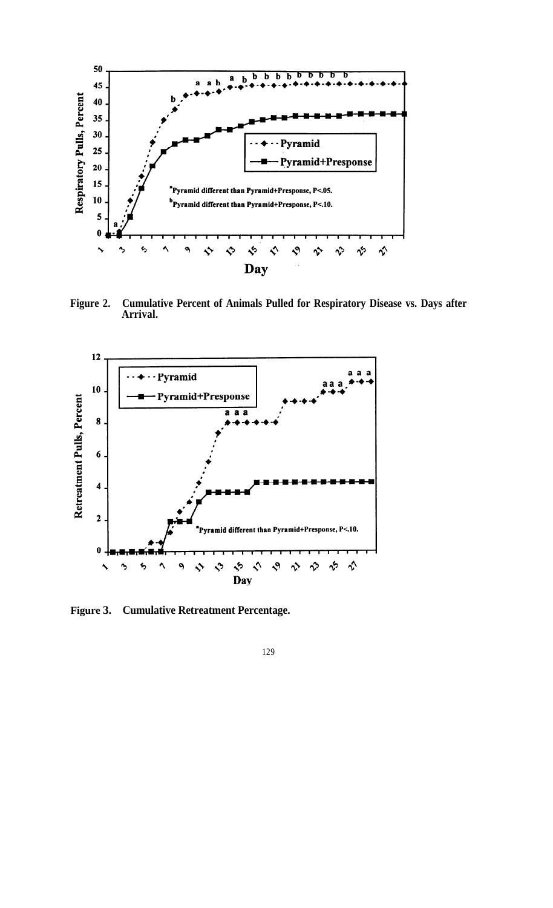Respiratory Pulls, Percent

50
45
40
35
30
25
20
15
10
5
0

1 3 5 7 9 11 13 15 17 19 21 23 25 27

Day

Pyramid

Pyramid+Presponse

[a]Pyramid different than Pyramid+Presponse, P<.05.

[b]Pyramid different than Pyramid+Presponse, P<.10.

**Figure 2. Cumulative Percent of Animals Pulled for Respiratory Disease vs. Days after Arrival.**

Retreatment Pulls, Percent

12
10
8
6
4
2
0

1 3 5 7 9 11 13 15 17 19 21 23 25 27

Day

Pyramid

Pyramid+Presponse

[a]Pyramid different than Pyramid+Presponse, P<.10.

**Figure 3. Cumulative Retreatment Percentage.**